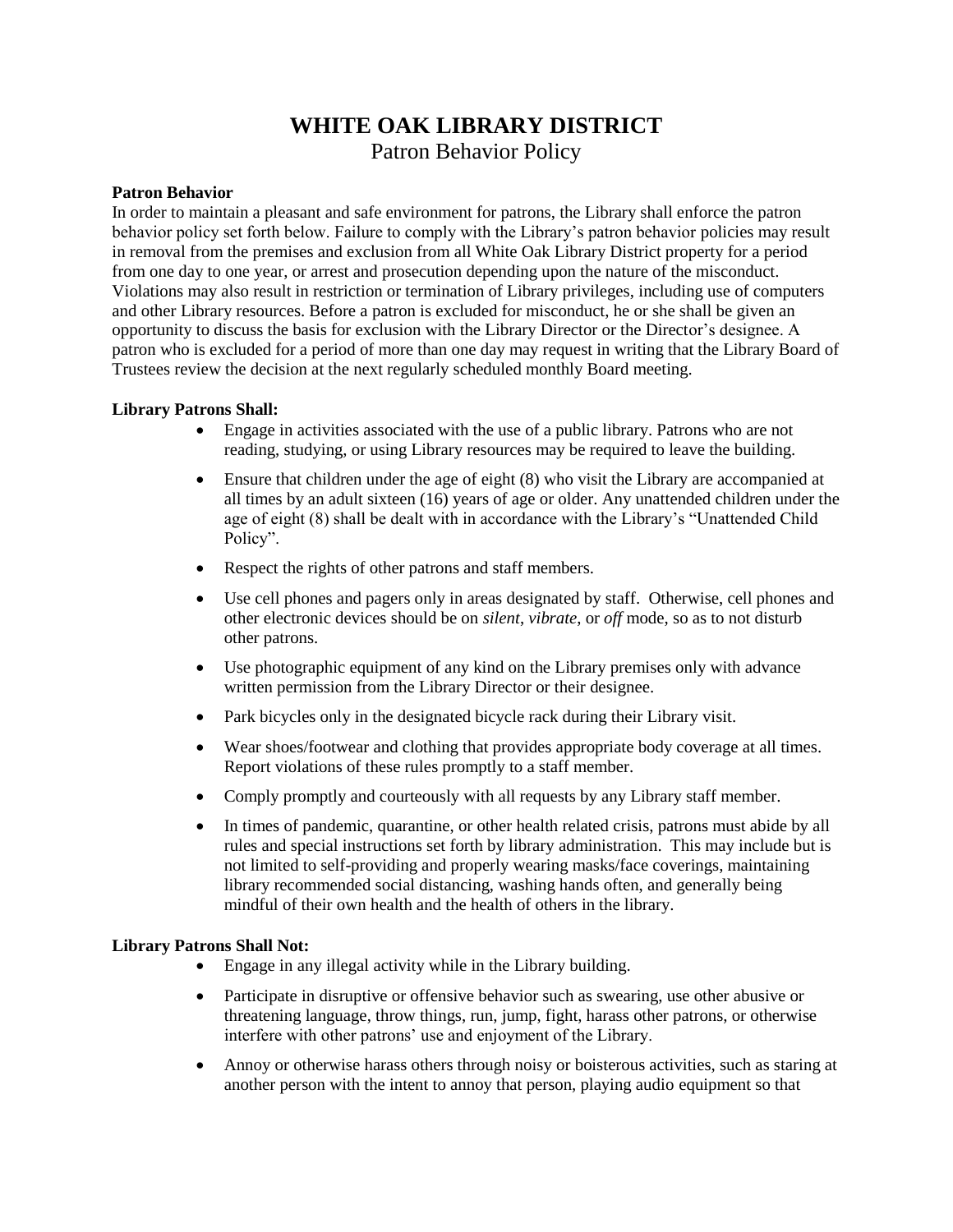# WHITE OAK LIBRARY DISTRICT

Patron Behavior Policy

**Patron Behavior**

In order to maintain a pleasant and safe environment for patrons, the Library shall enforce the patron behavior policy set forth below. Failure to comply with the Library's patron behavior policies may result in removal from the premises and exclusion from all White Oak Library District property for a period from one day to one year, or arrest and prosecution depending upon the nature of the misconduct. Violations may also result in restriction or termination of Library privileges, including use of computers and other Library resources. Before a patron is excluded for misconduct, he or she shall be given an opportunity to discuss the basis for exclusion with the Library Director or the Director's designee. A patron who is excluded for a period of more than one day may request in writing that the Library Board of Trustees review the decision at the next regularly scheduled monthly Board meeting.

**Library Patrons Shall:**

- Engage in activities associated with the use of a public library. Patrons who are not reading, studying, or using Library resources may be required to leave the building.
- Ensure that children under the age of eight (8) who visit the Library are accompanied at all times by an adult sixteen (16) years of age or older. Any unattended children under the age of eight (8) shall be dealt with in accordance with the Library's "Unattended Child Policy".
- Respect the rights of other patrons and staff members.
- Use cell phones and pagers only in areas designated by staff. Otherwise, cell phones and other electronic devices should be on *silent*, *vibrate*, or *off* mode, so as to not disturb other patrons.
- Use photographic equipment of any kind on the Library premises only with advance written permission from the Library Director or their designee.
- Park bicycles only in the designated bicycle rack during their Library visit.
- Wear shoes/footwear and clothing that provides appropriate body coverage at all times. Report violations of these rules promptly to a staff member.
- Comply promptly and courteously with all requests by any Library staff member.
- In times of pandemic, quarantine, or other health related crisis, patrons must abide by all rules and special instructions set forth by library administration. This may include but is not limited to self-providing and properly wearing masks/face coverings, maintaining library recommended social distancing, washing hands often, and generally being mindful of their own health and the health of others in the library.

**Library Patrons Shall Not:**

- Engage in any illegal activity while in the Library building.
- Participate in disruptive or offensive behavior such as swearing, use other abusive or threatening language, throw things, run, jump, fight, harass other patrons, or otherwise interfere with other patrons' use and enjoyment of the Library.
- Annoy or otherwise harass others through noisy or boisterous activities, such as staring at another person with the intent to annoy that person, playing audio equipment so that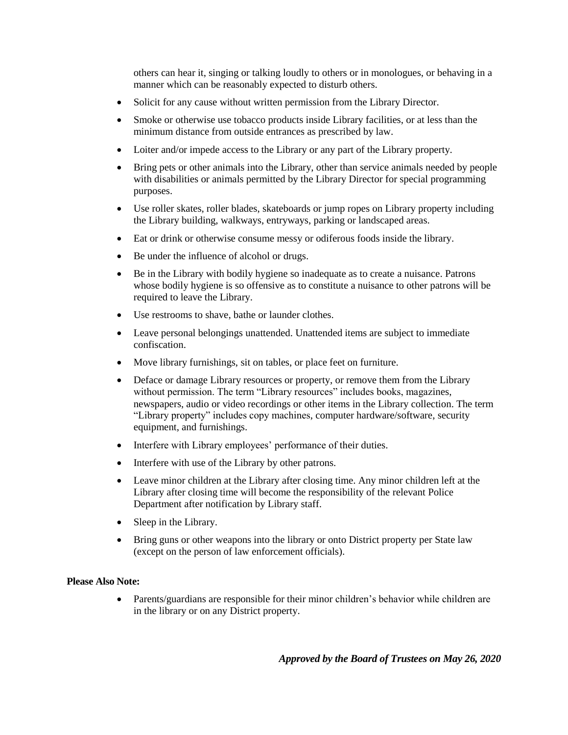others can hear it, singing or talking loudly to others or in monologues, or behaving in a manner which can be reasonably expected to disturb others.

- Solicit for any cause without written permission from the Library Director.
- Smoke or otherwise use tobacco products inside Library facilities, or at less than the minimum distance from outside entrances as prescribed by law.
- Loiter and/or impede access to the Library or any part of the Library property.
- Bring pets or other animals into the Library, other than service animals needed by people with disabilities or animals permitted by the Library Director for special programming purposes.
- Use roller skates, roller blades, skateboards or jump ropes on Library property including the Library building, walkways, entryways, parking or landscaped areas.
- Eat or drink or otherwise consume messy or odiferous foods inside the library.
- Be under the influence of alcohol or drugs.
- Be in the Library with bodily hygiene so inadequate as to create a nuisance. Patrons whose bodily hygiene is so offensive as to constitute a nuisance to other patrons will be required to leave the Library.
- Use restrooms to shave, bathe or launder clothes.
- Leave personal belongings unattended. Unattended items are subject to immediate confiscation.
- Move library furnishings, sit on tables, or place feet on furniture.
- Deface or damage Library resources or property, or remove them from the Library without permission. The term "Library resources" includes books, magazines, newspapers, audio or video recordings or other items in the Library collection. The term "Library property" includes copy machines, computer hardware/software, security equipment, and furnishings.
- Interfere with Library employees' performance of their duties.
- Interfere with use of the Library by other patrons.
- Leave minor children at the Library after closing time. Any minor children left at the Library after closing time will become the responsibility of the relevant Police Department after notification by Library staff.
- Sleep in the Library.
- Bring guns or other weapons into the library or onto District property per State law (except on the person of law enforcement officials).

**Please Also Note:**

- Parents/guardians are responsible for their minor children's behavior while children are in the library or on any District property.

***Approved by the Board of Trustees on May 26, 2020***